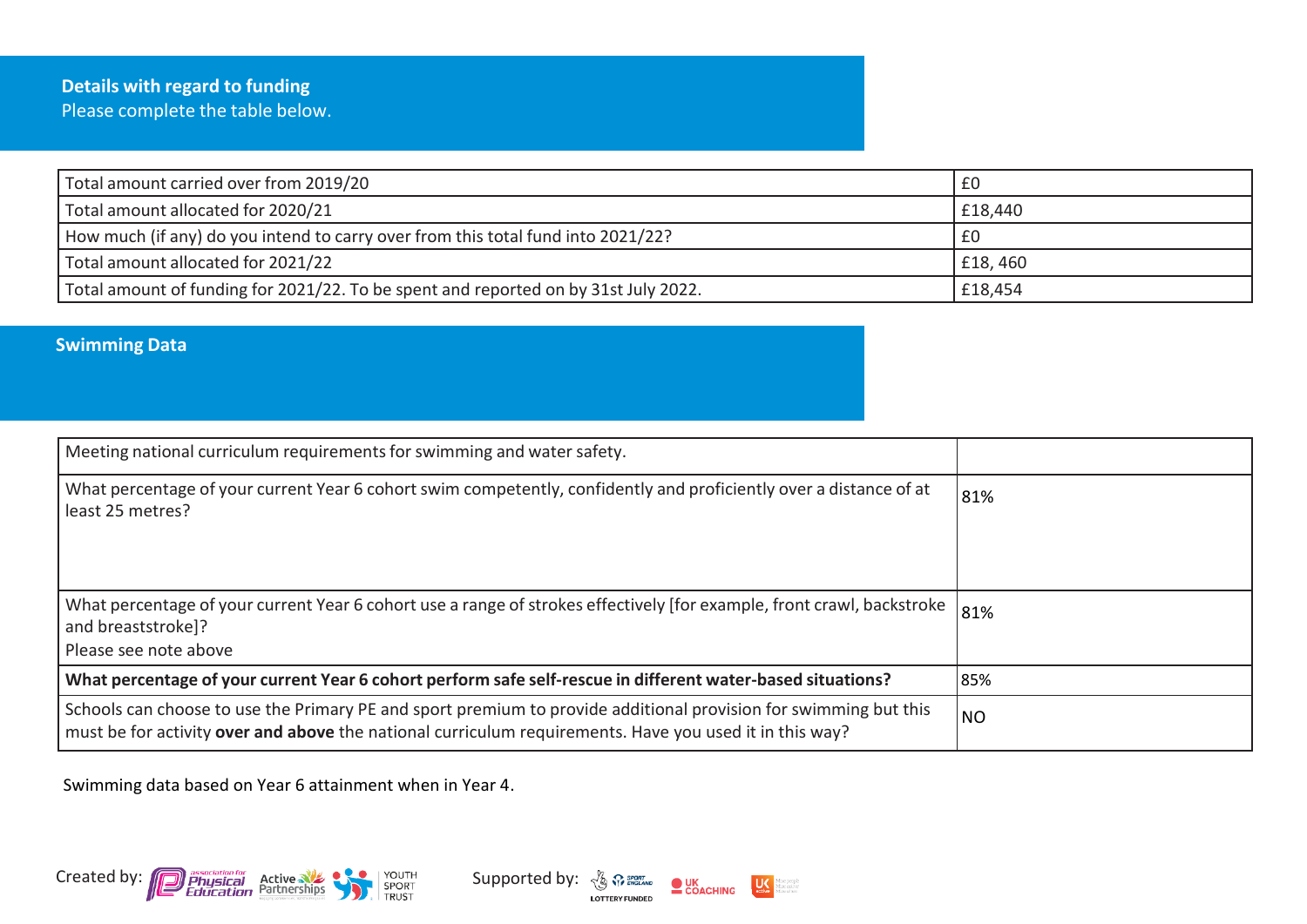## Details with regard to funding

Please complete the table below.

| | |
|---|---|
| Total amount carried over from 2019/20 | £0 |
| Total amount allocated for 2020/21 | £18,440 |
| How much (if any) do you intend to carry over from this total fund into 2021/22? | £0 |
| Total amount allocated for 2021/22 | £18, 460 |
| Total amount of funding for 2021/22. To be spent and reported on by 31st July 2022. | £18,454 |

## Swimming Data

| Meeting national curriculum requirements for swimming and water safety. | |
|---|---|
| What percentage of your current Year 6 cohort swim competently, confidently and proficiently over a distance of at least 25 metres? | 81% |
| What percentage of your current Year 6 cohort use a range of strokes effectively [for example, front crawl, backstroke and breaststroke]? Please see note above | 81% |
| **What percentage of your current Year 6 cohort perform safe self-rescue in different water-based situations?** | 85% |
| Schools can choose to use the Primary PE and sport premium to provide additional provision for swimming but this must be for activity **over and above** the national curriculum requirements. Have you used it in this way? | NO |

Swimming data based on Year 6 attainment when in Year 4.

Created by: Association for Physical Education, Active Partnerships, Youth Sport Trust

Supported by: Sport England, Lottery Funded, UK Coaching, UK Active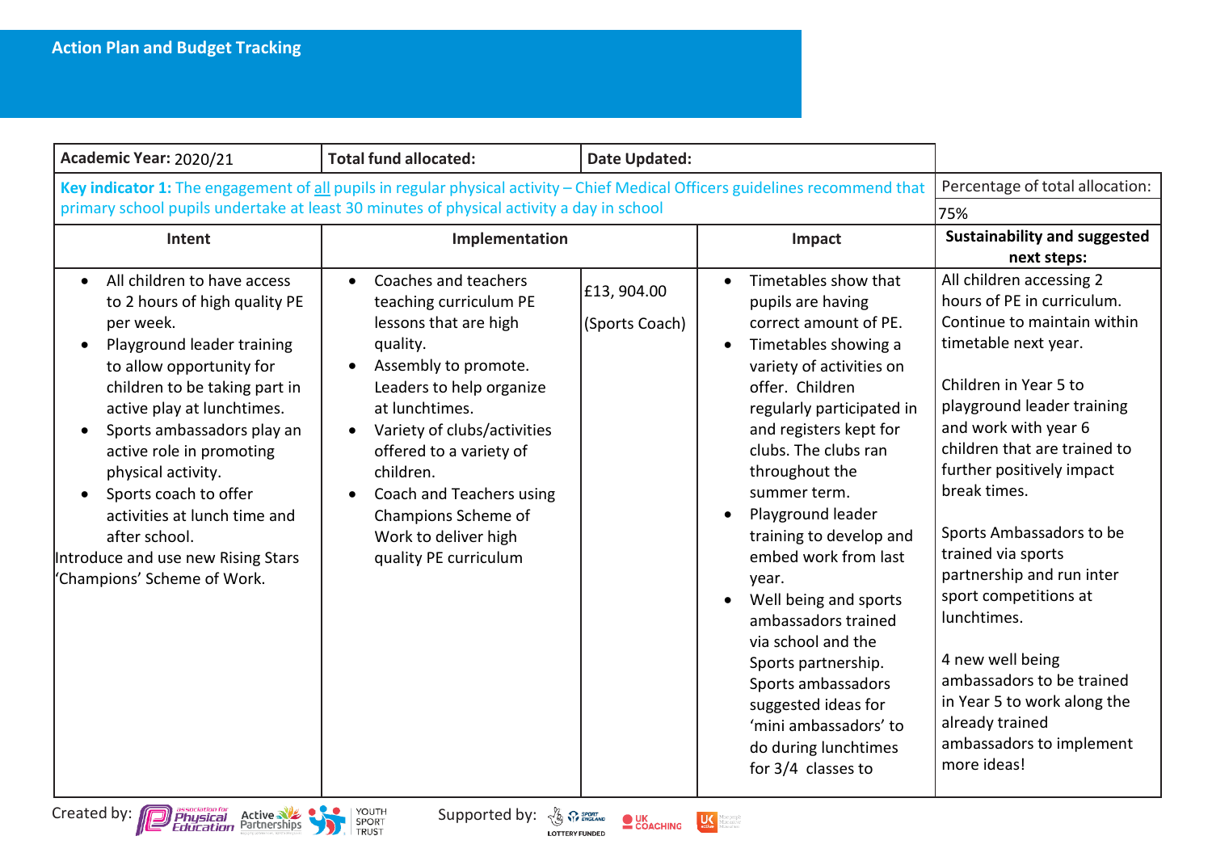## Action Plan and Budget Tracking

| Academic Year: 2020/21 | Total fund allocated: | | Date Updated: | |
|---|---|---|---|---|
| **Key indicator 1:** The engagement of all pupils in regular physical activity – Chief Medical Officers guidelines recommend that primary school pupils undertake at least 30 minutes of physical activity a day in school | | | | Percentage of total allocation: 75% |
| **Intent** | **Implementation** | | **Impact** | **Sustainability and suggested next steps:** |
| • All children to have access to 2 hours of high quality PE per week.<br>• Playground leader training to allow opportunity for children to be taking part in active play at lunchtimes.<br>• Sports ambassadors play an active role in promoting physical activity.<br>• Sports coach to offer activities at lunch time and after school.<br>Introduce and use new Rising Stars 'Champions' Scheme of Work. | • Coaches and teachers teaching curriculum PE lessons that are high quality.<br>• Assembly to promote. Leaders to help organize at lunchtimes.<br>• Variety of clubs/activities offered to a variety of children.<br>• Coach and Teachers using Champions Scheme of Work to deliver high quality PE curriculum | £13, 904.00<br><br>(Sports Coach) | • Timetables show that pupils are having correct amount of PE.<br>• Timetables showing a variety of activities on offer. Children regularly participated in and registers kept for clubs. The clubs ran throughout the summer term.<br>• Playground leader training to develop and embed work from last year.<br>• Well being and sports ambassadors trained via school and the Sports partnership. Sports ambassadors suggested ideas for 'mini ambassadors' to do during lunchtimes for 3/4 classes to | All children accessing 2 hours of PE in curriculum. Continue to maintain within timetable next year.<br><br>Children in Year 5 to playground leader training and work with year 6 children that are trained to further positively impact break times.<br><br>Sports Ambassadors to be trained via sports partnership and run inter sport competitions at lunchtimes.<br><br>4 new well being ambassadors to be trained in Year 5 to work along the already trained ambassadors to implement more ideas! |

Created by: Association for Physical Education, Active Partnerships, Youth Sport Trust

Supported by: Sport England (Lottery Funded), UK Coaching, UK Active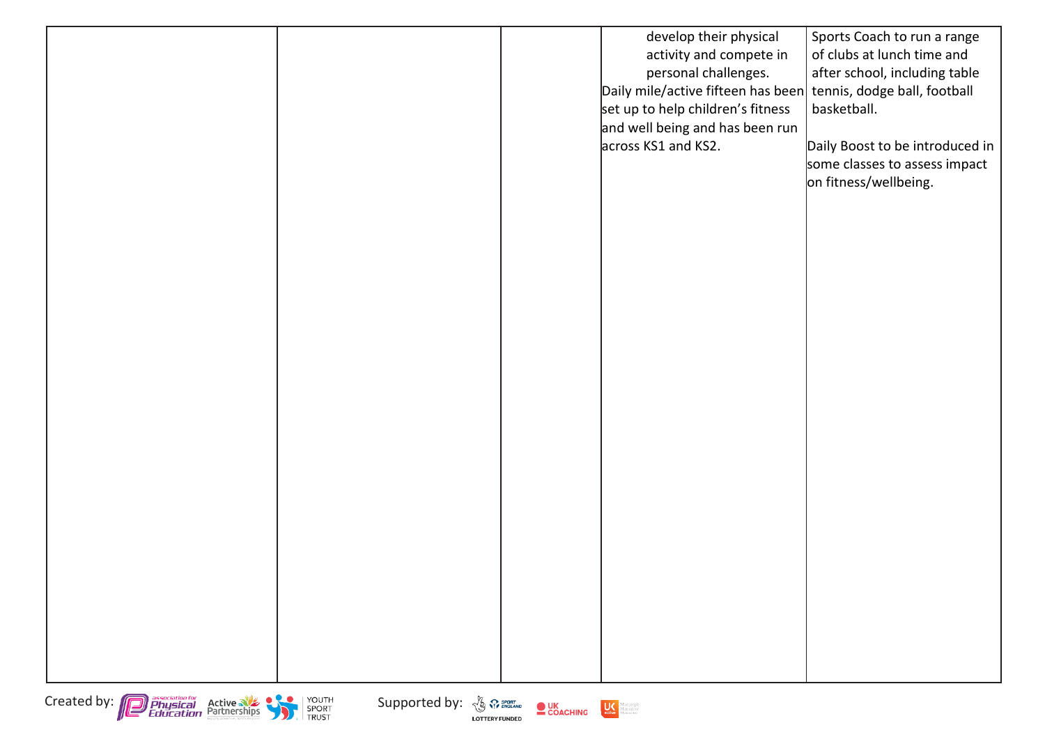|  |  |  |  |  |
|---|---|---|---|---|
|  |  |  | develop their physical activity and compete in personal challenges.<br>Daily mile/active fifteen has been set up to help children's fitness and well being and has been run across KS1 and KS2. | Sports Coach to run a range of clubs at lunch time and after school, including table tennis, dodge ball, football basketball.<br><br>Daily Boost to be introduced in some classes to assess impact on fitness/wellbeing. |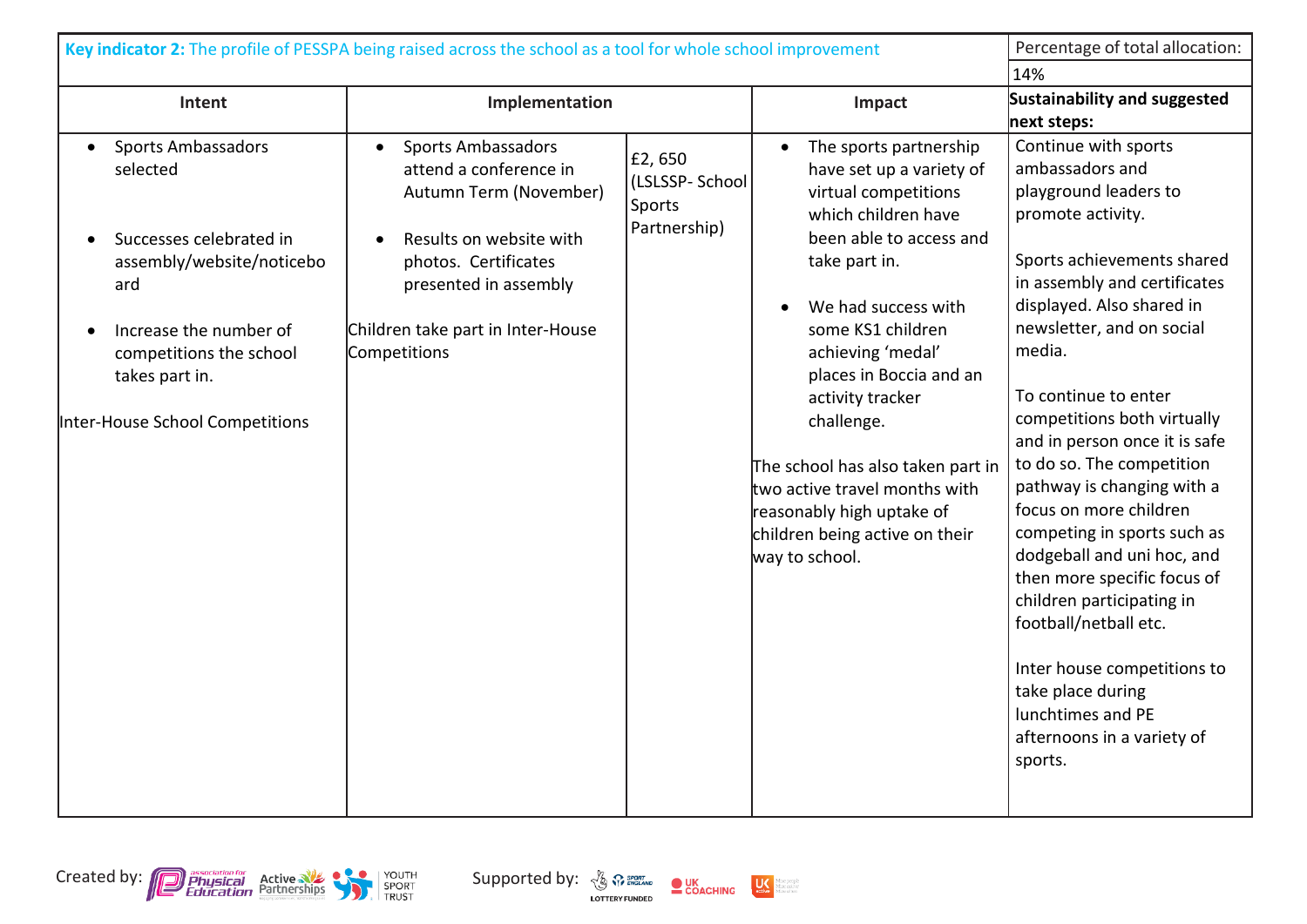| **Key indicator 2:** The profile of PESSPA being raised across the school as a tool for whole school improvement | | | | Percentage of total allocation: 14% |
|---|---|---|---|---|
| **Intent** | **Implementation** | | **Impact** | **Sustainability and suggested next steps:** |
| • Sports Ambassadors selected<br><br>• Successes celebrated in assembly/website/noticeboard<br><br>• Increase the number of competitions the school takes part in.<br><br>Inter-House School Competitions | • Sports Ambassadors attend a conference in Autumn Term (November)<br><br>• Results on website with photos. Certificates presented in assembly<br><br>Children take part in Inter-House Competitions | £2, 650 (LSLSSP- School Sports Partnership) | • The sports partnership have set up a variety of virtual competitions which children have been able to access and take part in.<br><br>• We had success with some KS1 children achieving 'medal' places in Boccia and an activity tracker challenge.<br><br>The school has also taken part in two active travel months with reasonably high uptake of children being active on their way to school. | Continue with sports ambassadors and playground leaders to promote activity.<br><br>Sports achievements shared in assembly and certificates displayed. Also shared in newsletter, and on social media.<br><br>To continue to enter competitions both virtually and in person once it is safe to do so. The competition pathway is changing with a focus on more children competing in sports such as dodgeball and uni hoc, and then more specific focus of children participating in football/netball etc.<br><br>Inter house competitions to take place during lunchtimes and PE afternoons in a variety of sports. |

Created by: Association for Physical Education, Active Partnerships, Youth Sport Trust

Supported by: Sport England (Lottery Funded), UK Coaching, UK Active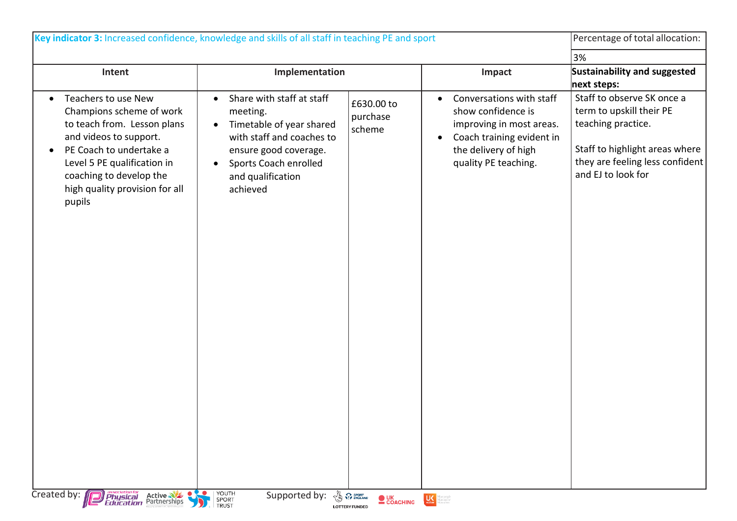| Key indicator 3: Increased confidence, knowledge and skills of all staff in teaching PE and sport | | | | Percentage of total allocation: |
|---|---|---|---|---|
| | | | | 3% |
| **Intent** | **Implementation** | | **Impact** | **Sustainability and suggested next steps:** |
| • Teachers to use New Champions scheme of work to teach from. Lesson plans and videos to support.<br>• PE Coach to undertake a Level 5 PE qualification in coaching to develop the high quality provision for all pupils | • Share with staff at staff meeting.<br>• Timetable of year shared with staff and coaches to ensure good coverage.<br>• Sports Coach enrolled and qualification achieved | £630.00 to purchase scheme | • Conversations with staff show confidence is improving in most areas.<br>• Coach training evident in the delivery of high quality PE teaching. | Staff to observe SK once a term to upskill their PE teaching practice.<br><br>Staff to highlight areas where they are feeling less confident and EJ to look for |

Created by: Association for Physical Education, Active Partnerships, Youth Sport Trust

Supported by: Sport England (Lottery Funded), UK Coaching, UK Active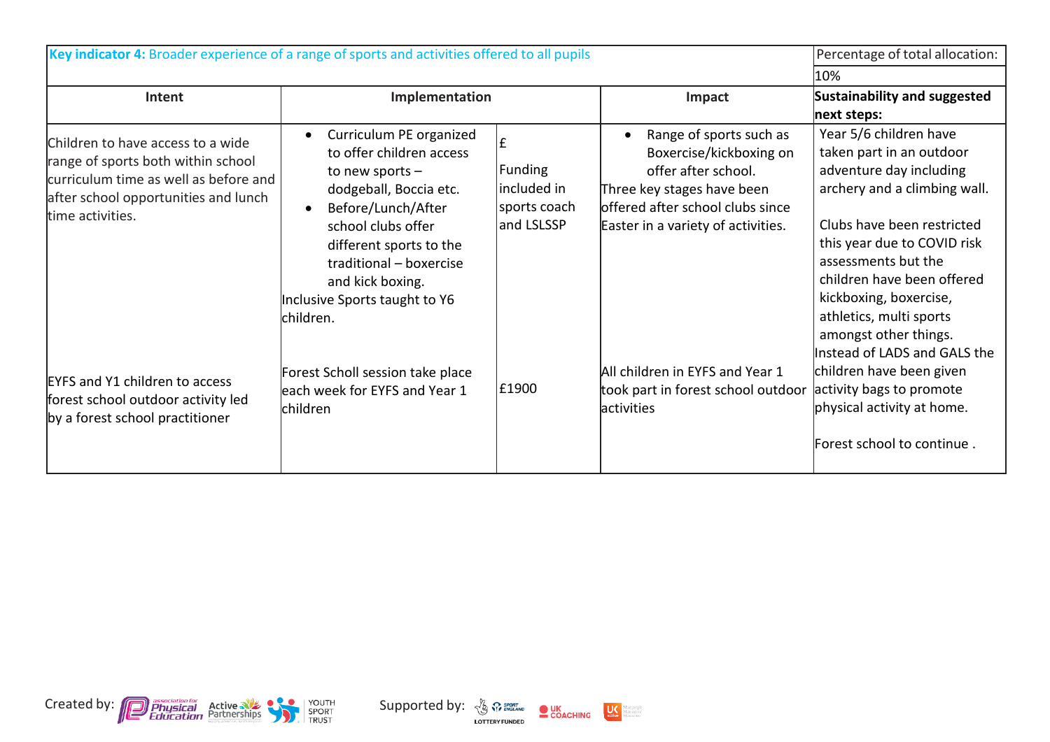| Key indicator 4: Broader experience of a range of sports and activities offered to all pupils | | | | Percentage of total allocation: |
|---|---|---|---|---|
| | | | | 10% |
| **Intent** | **Implementation** | | **Impact** | **Sustainability and suggested next steps:** |
| Children to have access to a wide range of sports both within school curriculum time as well as before and after school opportunities and lunch time activities. | • Curriculum PE organized to offer children access to new sports – dodgeball, Boccia etc.<br>• Before/Lunch/After school clubs offer different sports to the traditional – boxercise and kick boxing.<br>Inclusive Sports taught to Y6 children. | £<br>Funding included in sports coach and LSLSSP | • Range of sports such as Boxercise/kickboxing on offer after school.<br>Three key stages have been offered after school clubs since Easter in a variety of activities. | Year 5/6 children have taken part in an outdoor adventure day including archery and a climbing wall.<br><br>Clubs have been restricted this year due to COVID risk assessments but the children have been offered kickboxing, boxercise, athletics, multi sports amongst other things.<br>Instead of LADS and GALS the children have been given activity bags to promote physical activity at home. |
| EYFS and Y1 children to access forest school outdoor activity led by a forest school practitioner | Forest Scholl session take place each week for EYFS and Year 1 children | £1900 | All children in EYFS and Year 1 took part in forest school outdoor activities | Forest school to continue . |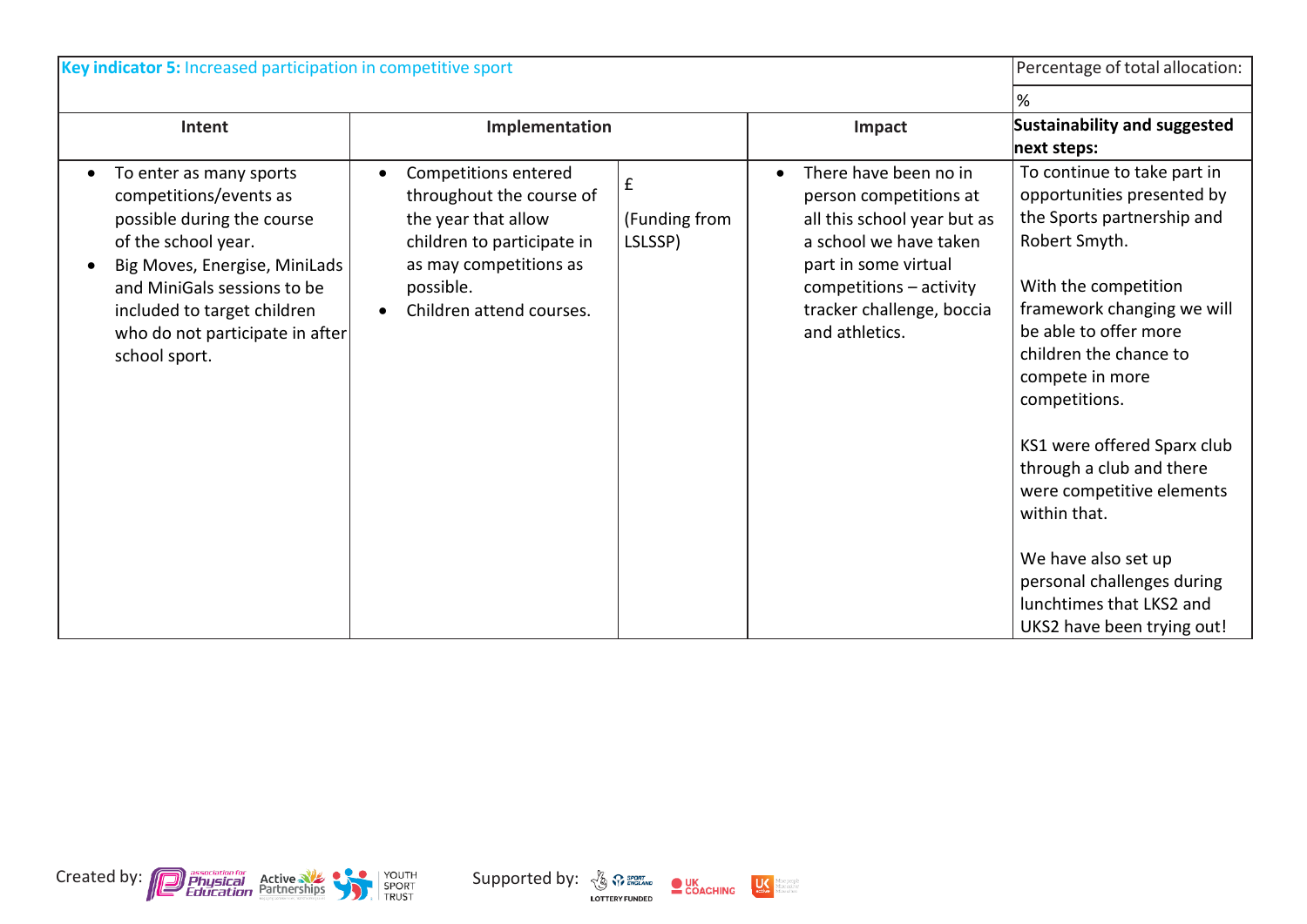| **Key indicator 5:** Increased participation in competitive sport | | | | Percentage of total allocation: |
|---|---|---|---|---|
| | | | | % |
| **Intent** | **Implementation** | | **Impact** | **Sustainability and suggested next steps:** |
| <ul><li>To enter as many sports competitions/events as possible during the course of the school year.</li><li>Big Moves, Energise, MiniLads and MiniGals sessions to be included to target children who do not participate in after school sport.</li></ul> | <ul><li>Competitions entered throughout the course of the year that allow children to participate in as may competitions as possible.</li><li>Children attend courses.</li></ul> | £<br><br>(Funding from LSLSSP) | <ul><li>There have been no in person competitions at all this school year but as a school we have taken part in some virtual competitions – activity tracker challenge, boccia and athletics.</li></ul> | To continue to take part in opportunities presented by the Sports partnership and Robert Smyth.<br><br>With the competition framework changing we will be able to offer more children the chance to compete in more competitions.<br><br>KS1 were offered Sparx club through a club and there were competitive elements within that.<br><br>We have also set up personal challenges during lunchtimes that LKS2 and UKS2 have been trying out! |

Created by: Association for Physical Education, Active Partnerships, Youth Sport Trust    Supported by: Sport England (Lottery Funded), UK Coaching, UK Active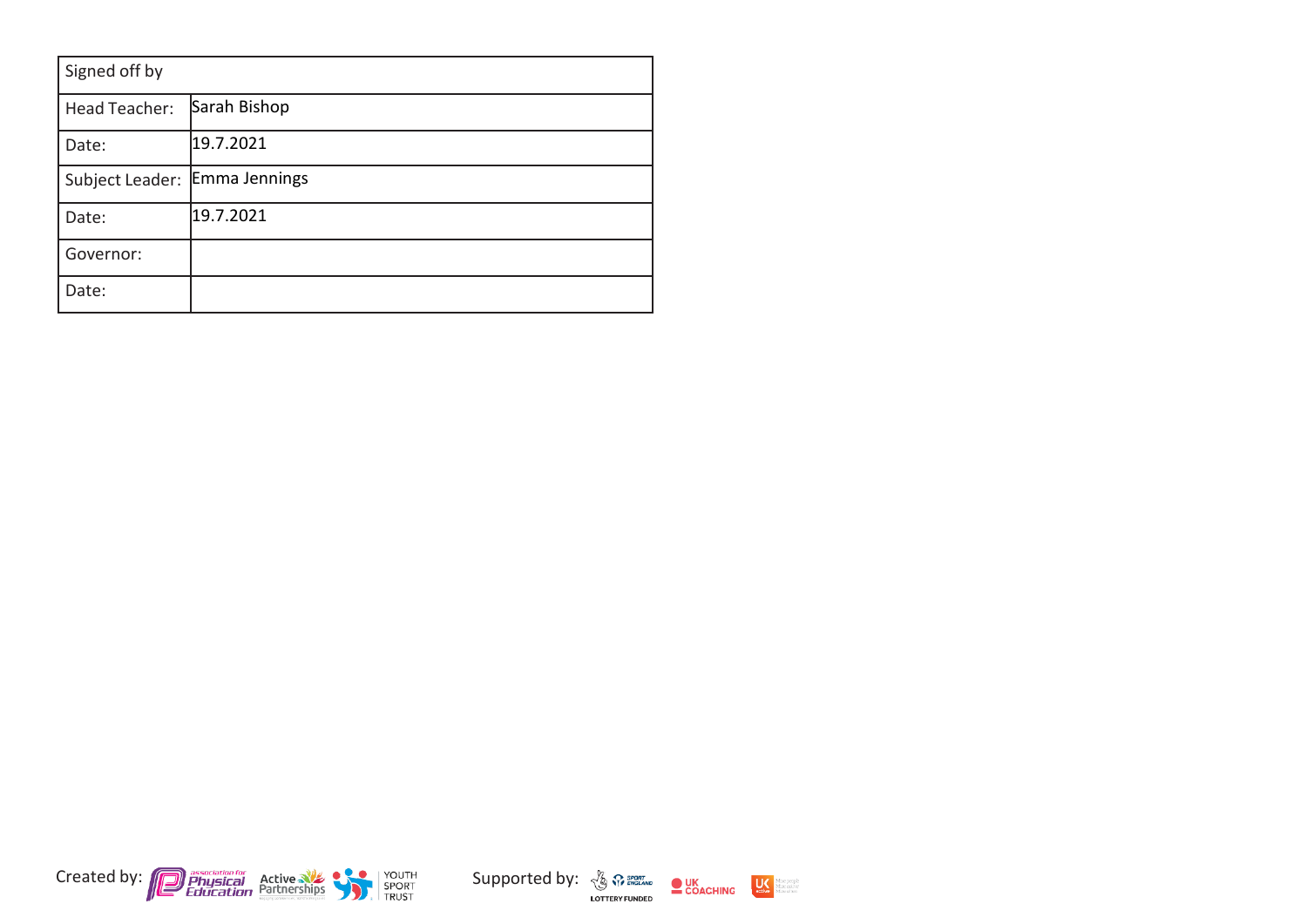| Signed off by | |
|---|---|
| Head Teacher: | Sarah Bishop |
| Date: | 19.7.2021 |
| Subject Leader: | Emma Jennings |
| Date: | 19.7.2021 |
| Governor: | |
| Date: | |

Created by: association for Physical Education, Active Partnerships, Youth Sport Trust

Supported by: Sport England, Lottery Funded, UK Coaching, UK Active